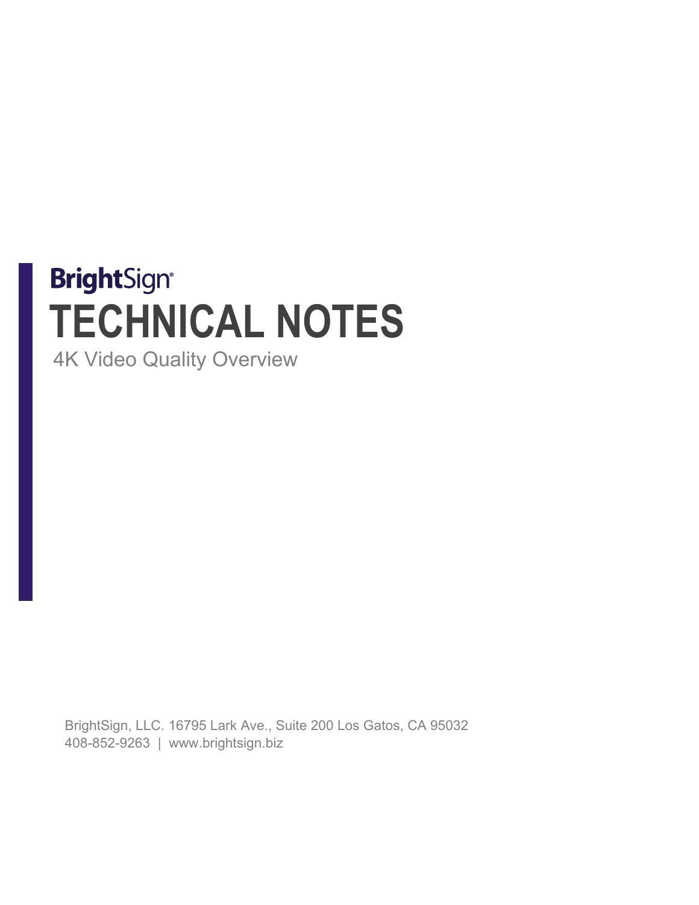BrightSign

# TECHNICAL NOTES

4K Video Quality Overview

BrightSign, LLC. 16795 Lark Ave., Suite 200 Los Gatos, CA 95032
408-852-9263 | www.brightsign.biz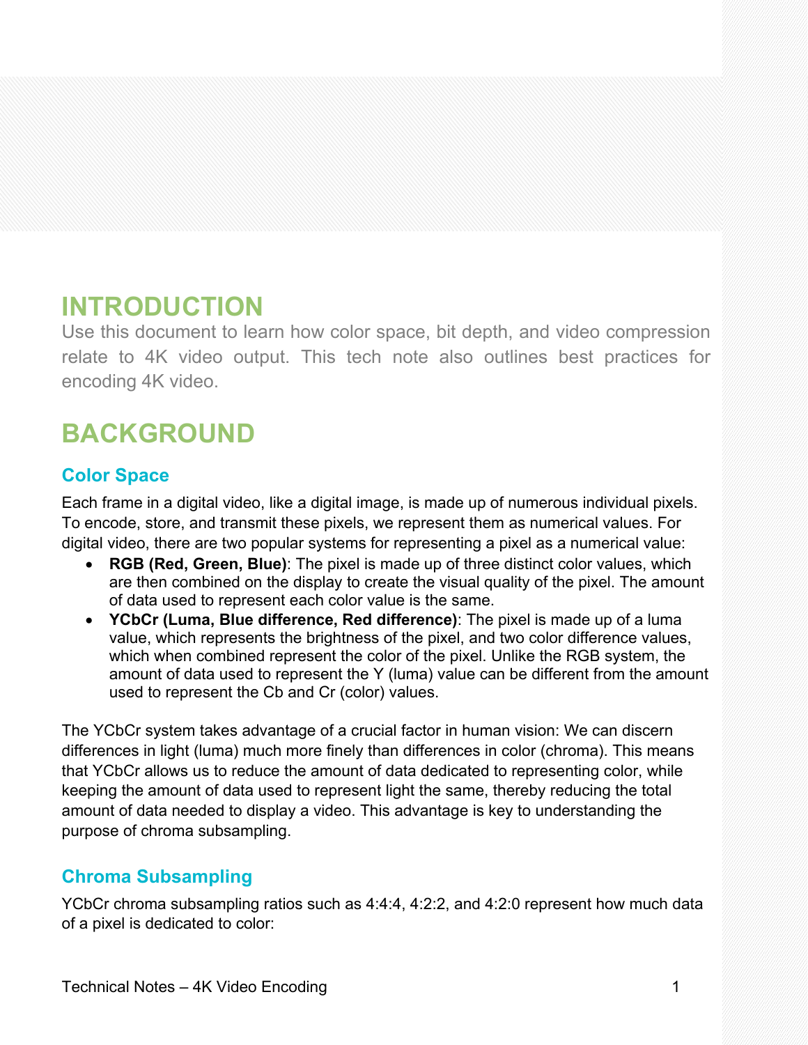# INTRODUCTION

Use this document to learn how color space, bit depth, and video compression relate to 4K video output. This tech note also outlines best practices for encoding 4K video.

# BACKGROUND

## Color Space

Each frame in a digital video, like a digital image, is made up of numerous individual pixels. To encode, store, and transmit these pixels, we represent them as numerical values. For digital video, there are two popular systems for representing a pixel as a numerical value:

- **RGB (Red, Green, Blue)**: The pixel is made up of three distinct color values, which are then combined on the display to create the visual quality of the pixel. The amount of data used to represent each color value is the same.
- **YCbCr (Luma, Blue difference, Red difference)**: The pixel is made up of a luma value, which represents the brightness of the pixel, and two color difference values, which when combined represent the color of the pixel. Unlike the RGB system, the amount of data used to represent the Y (luma) value can be different from the amount used to represent the Cb and Cr (color) values.

The YCbCr system takes advantage of a crucial factor in human vision: We can discern differences in light (luma) much more finely than differences in color (chroma). This means that YCbCr allows us to reduce the amount of data dedicated to representing color, while keeping the amount of data used to represent light the same, thereby reducing the total amount of data needed to display a video. This advantage is key to understanding the purpose of chroma subsampling.

## Chroma Subsampling

YCbCr chroma subsampling ratios such as 4:4:4, 4:2:2, and 4:2:0 represent how much data of a pixel is dedicated to color: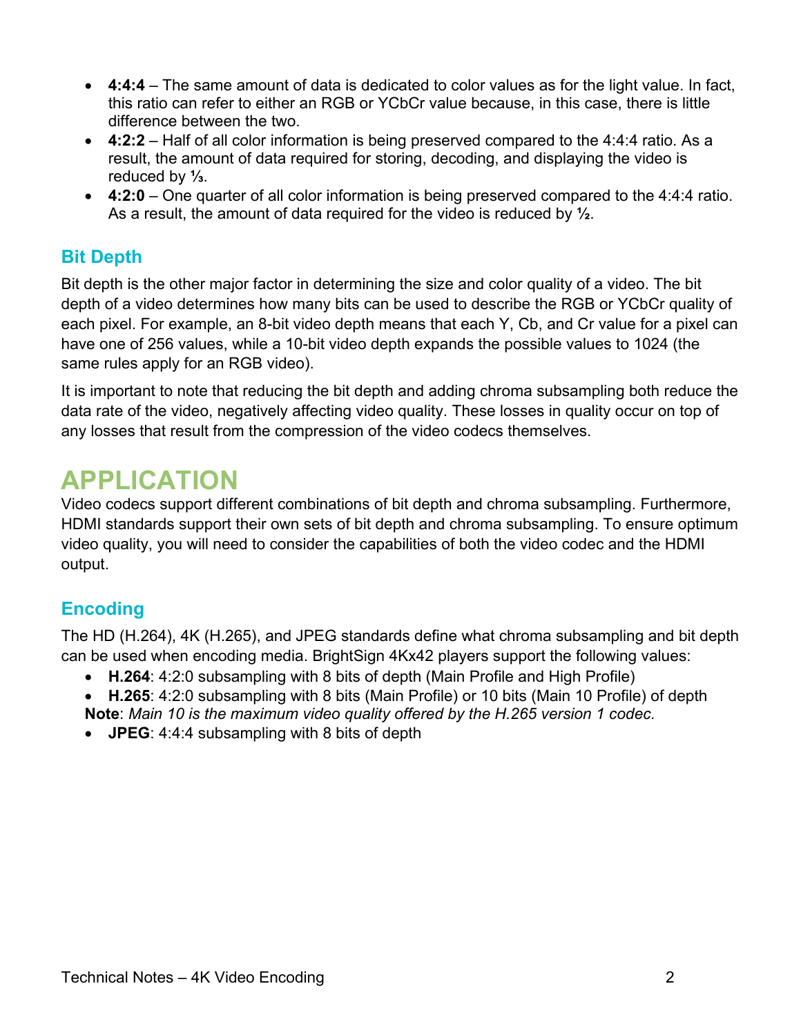- **4:4:4** – The same amount of data is dedicated to color values as for the light value. In fact, this ratio can refer to either an RGB or YCbCr value because, in this case, there is little difference between the two.
- **4:2:2** – Half of all color information is being preserved compared to the 4:4:4 ratio. As a result, the amount of data required for storing, decoding, and displaying the video is reduced by ⅓.
- **4:2:0** – One quarter of all color information is being preserved compared to the 4:4:4 ratio. As a result, the amount of data required for the video is reduced by ½.

## Bit Depth

Bit depth is the other major factor in determining the size and color quality of a video. The bit depth of a video determines how many bits can be used to describe the RGB or YCbCr quality of each pixel. For example, an 8-bit video depth means that each Y, Cb, and Cr value for a pixel can have one of 256 values, while a 10-bit video depth expands the possible values to 1024 (the same rules apply for an RGB video).

It is important to note that reducing the bit depth and adding chroma subsampling both reduce the data rate of the video, negatively affecting video quality. These losses in quality occur on top of any losses that result from the compression of the video codecs themselves.

# APPLICATION

Video codecs support different combinations of bit depth and chroma subsampling. Furthermore, HDMI standards support their own sets of bit depth and chroma subsampling. To ensure optimum video quality, you will need to consider the capabilities of both the video codec and the HDMI output.

## Encoding

The HD (H.264), 4K (H.265), and JPEG standards define what chroma subsampling and bit depth can be used when encoding media. BrightSign 4Kx42 players support the following values:

- **H.264**: 4:2:0 subsampling with 8 bits of depth (Main Profile and High Profile)
- **H.265**: 4:2:0 subsampling with 8 bits (Main Profile) or 10 bits (Main 10 Profile) of depth

**Note**: *Main 10 is the maximum video quality offered by the H.265 version 1 codec.*

- **JPEG**: 4:4:4 subsampling with 8 bits of depth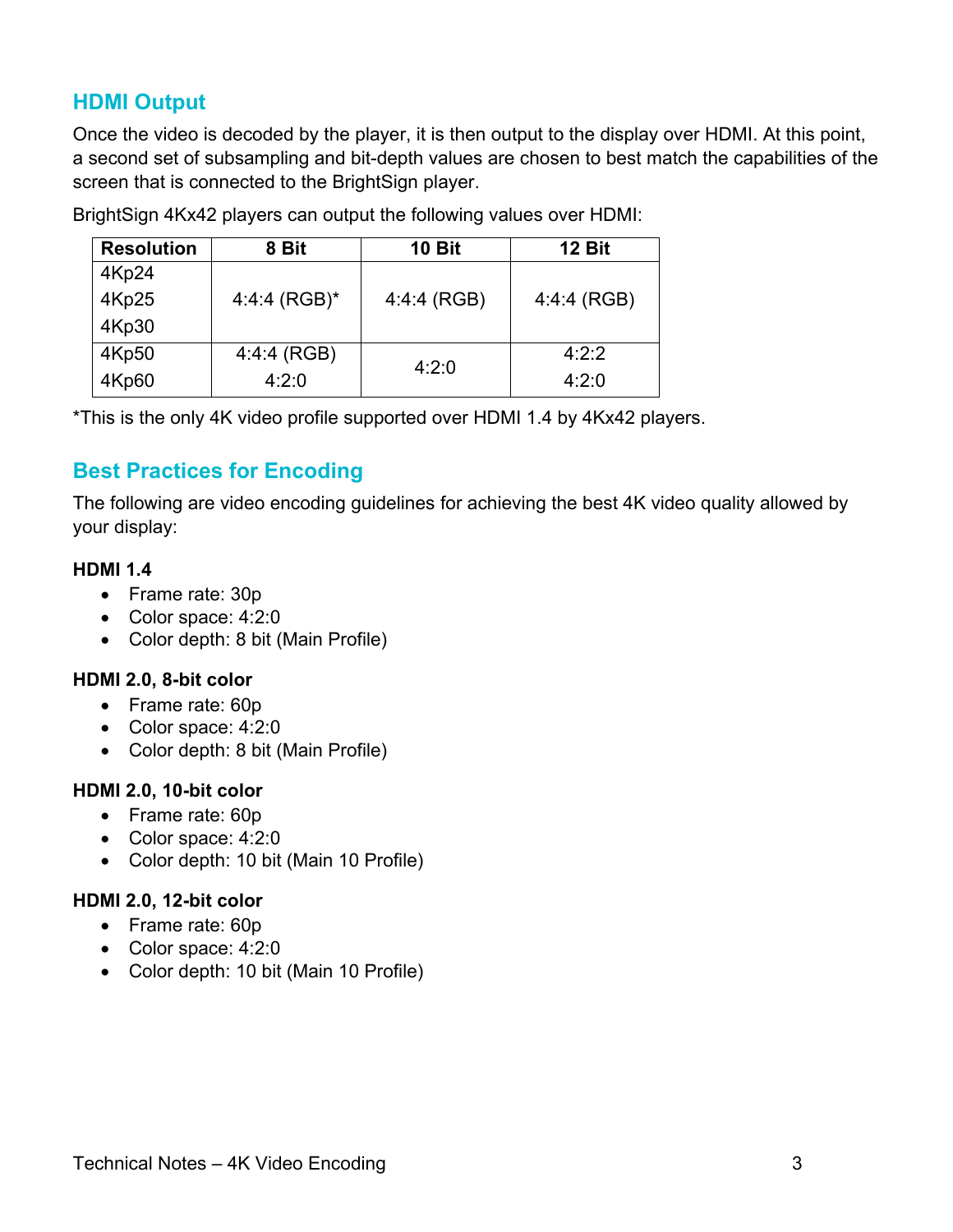## HDMI Output

Once the video is decoded by the player, it is then output to the display over HDMI. At this point, a second set of subsampling and bit-depth values are chosen to best match the capabilities of the screen that is connected to the BrightSign player.

BrightSign 4Kx42 players can output the following values over HDMI:

| Resolution | 8 Bit | 10 Bit | 12 Bit |
|---|---|---|---|
| 4Kp24<br>4Kp25<br>4Kp30 | 4:4:4 (RGB)* | 4:4:4 (RGB) | 4:4:4 (RGB) |
| 4Kp50<br>4Kp60 | 4:4:4 (RGB)<br>4:2:0 | 4:2:0 | 4:2:2<br>4:2:0 |

*This is the only 4K video profile supported over HDMI 1.4 by 4Kx42 players.

## Best Practices for Encoding

The following are video encoding guidelines for achieving the best 4K video quality allowed by your display:

**HDMI 1.4**

- Frame rate: 30p
- Color space: 4:2:0
- Color depth: 8 bit (Main Profile)

**HDMI 2.0, 8-bit color**

- Frame rate: 60p
- Color space: 4:2:0
- Color depth: 8 bit (Main Profile)

**HDMI 2.0, 10-bit color**

- Frame rate: 60p
- Color space: 4:2:0
- Color depth: 10 bit (Main 10 Profile)

**HDMI 2.0, 12-bit color**

- Frame rate: 60p
- Color space: 4:2:0
- Color depth: 10 bit (Main 10 Profile)